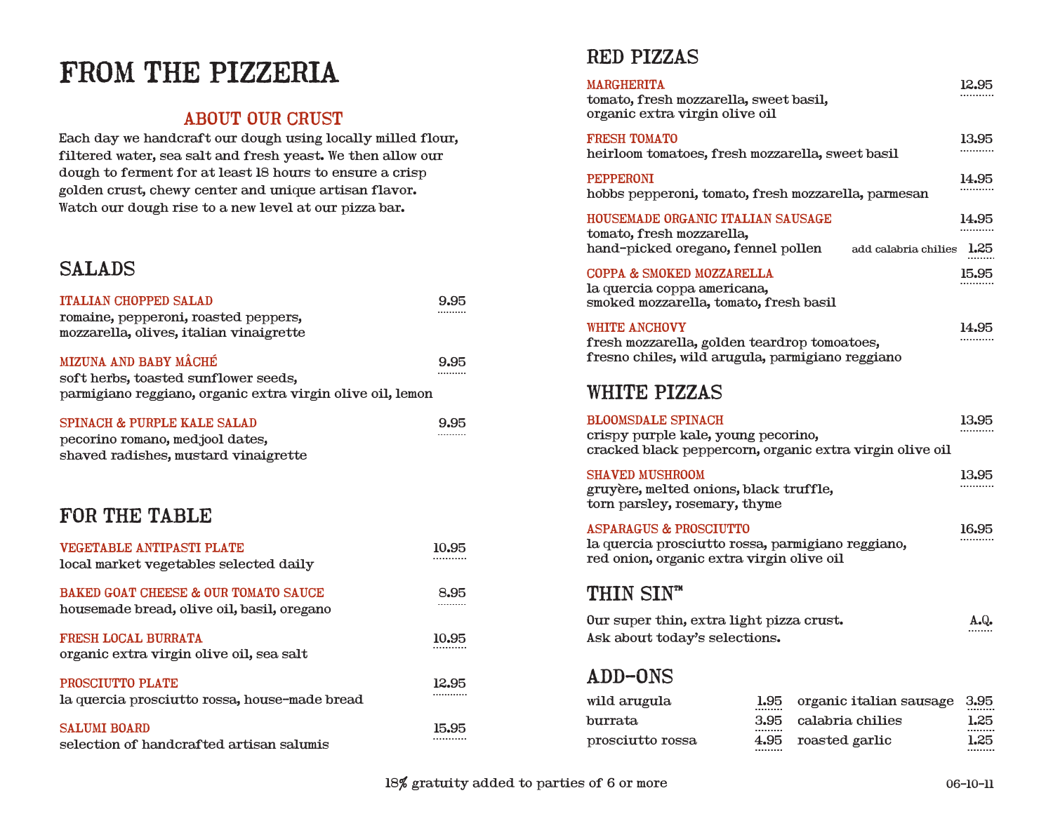# FROM THE PIZZERIA

## ABOUT OUR CRUST

Each day we handcraft our dough using locally milled flour, filtered water, sea salt and fresh yeast. We then allow our dough to ferment for at least 18 hours to ensure a crisp golden crust, chewy center and unique artisan flavor. Watch our dough rise to a new level at our pizza bar.

## SALADS

**ITALIAN CHOPPED SALAD** — 9.95
romaine, pepperoni, roasted peppers, mozzarella, olives, italian vinaigrette

**MIZUNA AND BABY MÂCHÉ** — 9.95
soft herbs, toasted sunflower seeds, parmigiano reggiano, organic extra virgin olive oil, lemon

**SPINACH & PURPLE KALE SALAD** — 9.95
pecorino romano, medjool dates, shaved radishes, mustard vinaigrette

## FOR THE TABLE

**VEGETABLE ANTIPASTI PLATE** — 10.95
local market vegetables selected daily

**BAKED GOAT CHEESE & OUR TOMATO SAUCE** — 8.95
housemade bread, olive oil, basil, oregano

**FRESH LOCAL BURRATA** — 10.95
organic extra virgin olive oil, sea salt

**PROSCIUTTO PLATE** — 12.95
la quercia prosciutto rossa, house-made bread

**SALUMI BOARD** — 15.95
selection of handcrafted artisan salumis

## RED PIZZAS

**MARGHERITA** — 12.95
tomato, fresh mozzarella, sweet basil, organic extra virgin olive oil

**FRESH TOMATO** — 13.95
heirloom tomatoes, fresh mozzarella, sweet basil

**PEPPERONI** — 14.95
hobbs pepperoni, tomato, fresh mozzarella, parmesan

**HOUSEMADE ORGANIC ITALIAN SAUSAGE** — 14.95
tomato, fresh mozzarella, hand-picked oregano, fennel pollen
add calabria chilies — 1.25

**COPPA & SMOKED MOZZARELLA** — 15.95
la quercia coppa americana, smoked mozzarella, tomato, fresh basil

**WHITE ANCHOVY** — 14.95
fresh mozzarella, golden teardrop tomoatoes, fresno chiles, wild arugula, parmigiano reggiano

## WHITE PIZZAS

**BLOOMSDALE SPINACH** — 13.95
crispy purple kale, young pecorino, cracked black peppercorn, organic extra virgin olive oil

**SHAVED MUSHROOM** — 13.95
gruyère, melted onions, black truffle, torn parsley, rosemary, thyme

**ASPARAGUS & PROSCIUTTO** — 16.95
la quercia prosciutto rossa, parmigiano reggiano, red onion, organic extra virgin olive oil

## THIN SIN™

Our super thin, extra light pizza crust. Ask about today's selections. — A.Q.

## ADD-ONS

| | | | |
|---|---|---|---|
| wild arugula | 1.95 | organic italian sausage | 3.95 |
| burrata | 3.95 | calabria chilies | 1.25 |
| prosciutto rossa | 4.95 | roasted garlic | 1.25 |

18% gratuity added to parties of 6 or more

06-10-11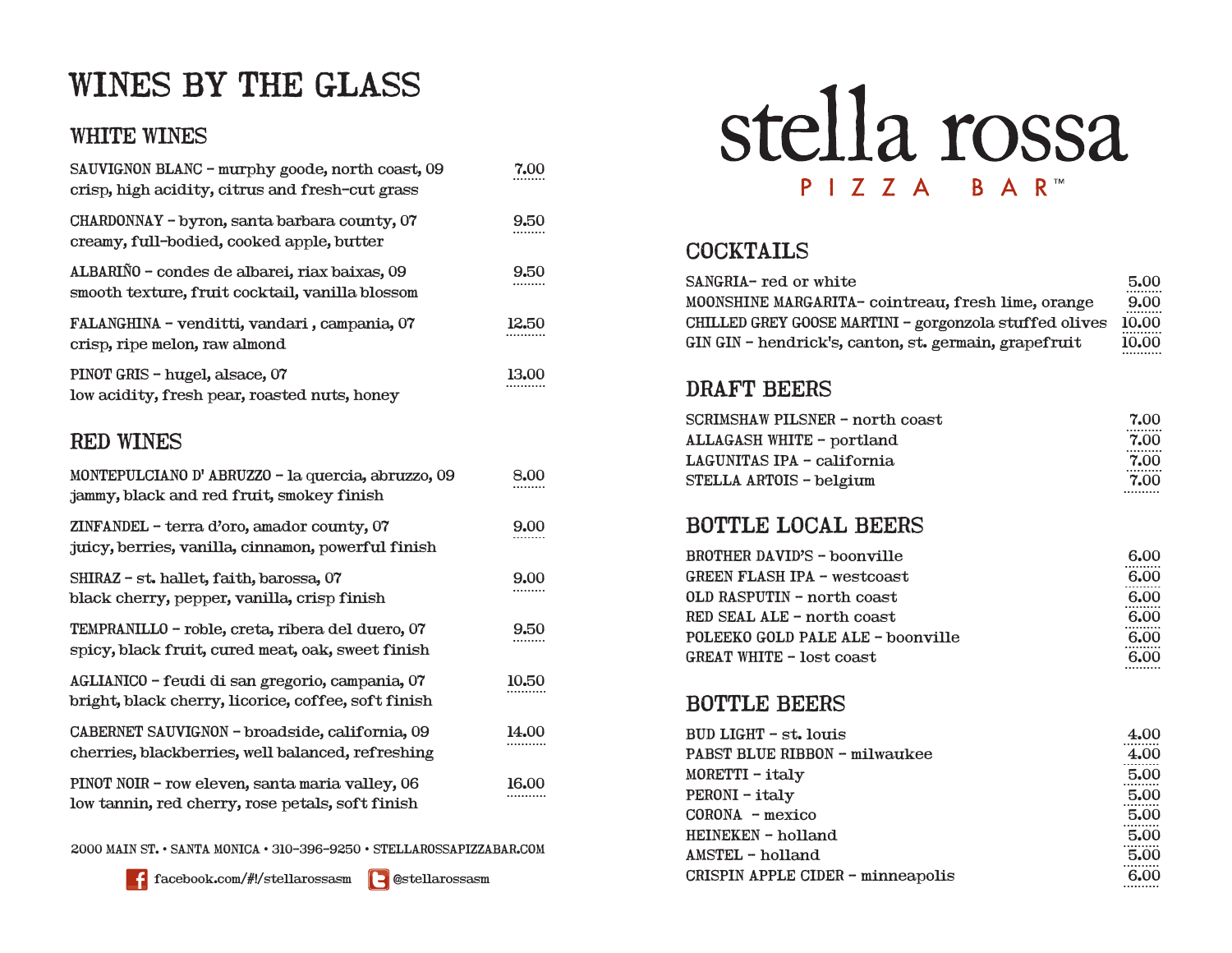# WINES BY THE GLASS

## WHITE WINES

SAUVIGNON BLANC – murphy goode, north coast, 09 — 7.00
crisp, high acidity, citrus and fresh-cut grass

CHARDONNAY – byron, santa barbara county, 07 — 9.50
creamy, full-bodied, cooked apple, butter

ALBARIÑO – condes de albarei, riax baixas, 09 — 9.50
smooth texture, fruit cocktail, vanilla blossom

FALANGHINA – venditti, vandari , campania, 07 — 12.50
crisp, ripe melon, raw almond

PINOT GRIS – hugel, alsace, 07 — 13.00
low acidity, fresh pear, roasted nuts, honey

## RED WINES

MONTEPULCIANO D' ABRUZZO – la quercia, abruzzo, 09 — 8.00
jammy, black and red fruit, smokey finish

ZINFANDEL – terra d'oro, amador county, 07 — 9.00
juicy, berries, vanilla, cinnamon, powerful finish

SHIRAZ – st. hallet, faith, barossa, 07 — 9.00
black cherry, pepper, vanilla, crisp finish

TEMPRANILLO – roble, creta, ribera del duero, 07 — 9.50
spicy, black fruit, cured meat, oak, sweet finish

AGLIANICO – feudi di san gregorio, campania, 07 — 10.50
bright, black cherry, licorice, coffee, soft finish

CABERNET SAUVIGNON – broadside, california, 09 — 14.00
cherries, blackberries, well balanced, refreshing

PINOT NOIR – row eleven, santa maria valley, 06 — 16.00
low tannin, red cherry, rose petals, soft finish

2000 MAIN ST. • SANTA MONICA • 310-396-9250 • STELLAROSSAPIZZABAR.COM

facebook.com/#!/stellarossasm @stellarossasm

# stella rossa

PIZZA BAR™

## COCKTAILS

| | |
|---|---|
| SANGRIA- red or white | 5.00 |
| MOONSHINE MARGARITA- cointreau, fresh lime, orange | 9.00 |
| CHILLED GREY GOOSE MARTINI – gorgonzola stuffed olives | 10.00 |
| GIN GIN – hendrick's, canton, st. germain, grapefruit | 10.00 |

## DRAFT BEERS

| | |
|---|---|
| SCRIMSHAW PILSNER – north coast | 7.00 |
| ALLAGASH WHITE – portland | 7.00 |
| LAGUNITAS IPA – california | 7.00 |
| STELLA ARTOIS – belgium | 7.00 |

## BOTTLE LOCAL BEERS

| | |
|---|---|
| BROTHER DAVID'S – boonville | 6.00 |
| GREEN FLASH IPA – westcoast | 6.00 |
| OLD RASPUTIN – north coast | 6.00 |
| RED SEAL ALE – north coast | 6.00 |
| POLEEKO GOLD PALE ALE – boonville | 6.00 |
| GREAT WHITE – lost coast | 6.00 |

## BOTTLE BEERS

| | |
|---|---|
| BUD LIGHT – st. louis | 4.00 |
| PABST BLUE RIBBON – milwaukee | 4.00 |
| MORETTI – italy | 5.00 |
| PERONI – italy | 5.00 |
| CORONA – mexico | 5.00 |
| HEINEKEN – holland | 5.00 |
| AMSTEL – holland | 5.00 |
| CRISPIN APPLE CIDER – minneapolis | 6.00 |